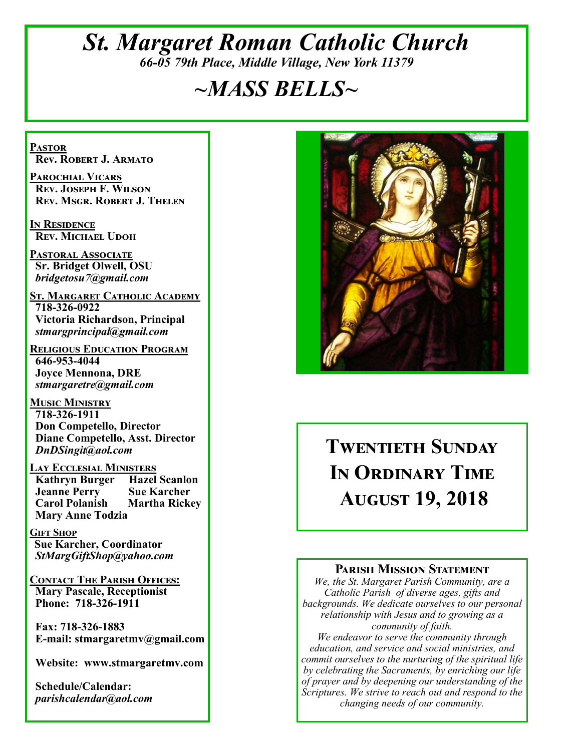# *St. Margaret Roman Catholic Church*

*66-05 79th Place, Middle Village, New York 11379*

# *~MASS BELLS~*

**PASTOR**
**Rev. Robert J. Armato**

**PAROCHIAL VICARS**
**Rev. Joseph F. Wilson**
**Rev. Msgr. Robert J. Thelen**

**IN RESIDENCE**
**Rev. Michael Udoh**

**PASTORAL ASSOCIATE**
**Sr. Bridget Olwell, OSU**
***bridgetosu7@gmail.com***

**ST. MARGARET CATHOLIC ACADEMY**
**718-326-0922**
**Victoria Richardson, Principal**
***stmargprincipal@gmail.com***

**RELIGIOUS EDUCATION PROGRAM**
**646-953-4044**
**Joyce Mennona, DRE**
***stmargaretre@gmail.com***

**MUSIC MINISTRY**
**718-326-1911**
**Don Competello, Director**
**Diane Competello, Asst. Director**
***DnDSingit@aol.com***

**LAY ECCLESIAL MINISTERS**
**Kathryn Burger** **Hazel Scanlon**
**Jeanne Perry** **Sue Karcher**
**Carol Polanish** **Martha Rickey**
**Mary Anne Todzia**

**GIFT SHOP**
**Sue Karcher, Coordinator**
***StMargGiftShop@yahoo.com***

**CONTACT THE PARISH OFFICES:**
**Mary Pascale, Receptionist**
**Phone: 718-326-1911**

**Fax: 718-326-1883**
**E-mail: stmargaretmv@gmail.com**

**Website: www.stmargaretmv.com**

**Schedule/Calendar:**
***parishcalendar@aol.com***

## TWENTIETH SUNDAY IN ORDINARY TIME AUGUST 19, 2018

### PARISH MISSION STATEMENT

*We, the St. Margaret Parish Community, are a Catholic Parish of diverse ages, gifts and backgrounds. We dedicate ourselves to our personal relationship with Jesus and to growing as a community of faith.*
*We endeavor to serve the community through education, and service and social ministries, and commit ourselves to the nurturing of the spiritual life by celebrating the Sacraments, by enriching our life of prayer and by deepening our understanding of the Scriptures. We strive to reach out and respond to the changing needs of our community.*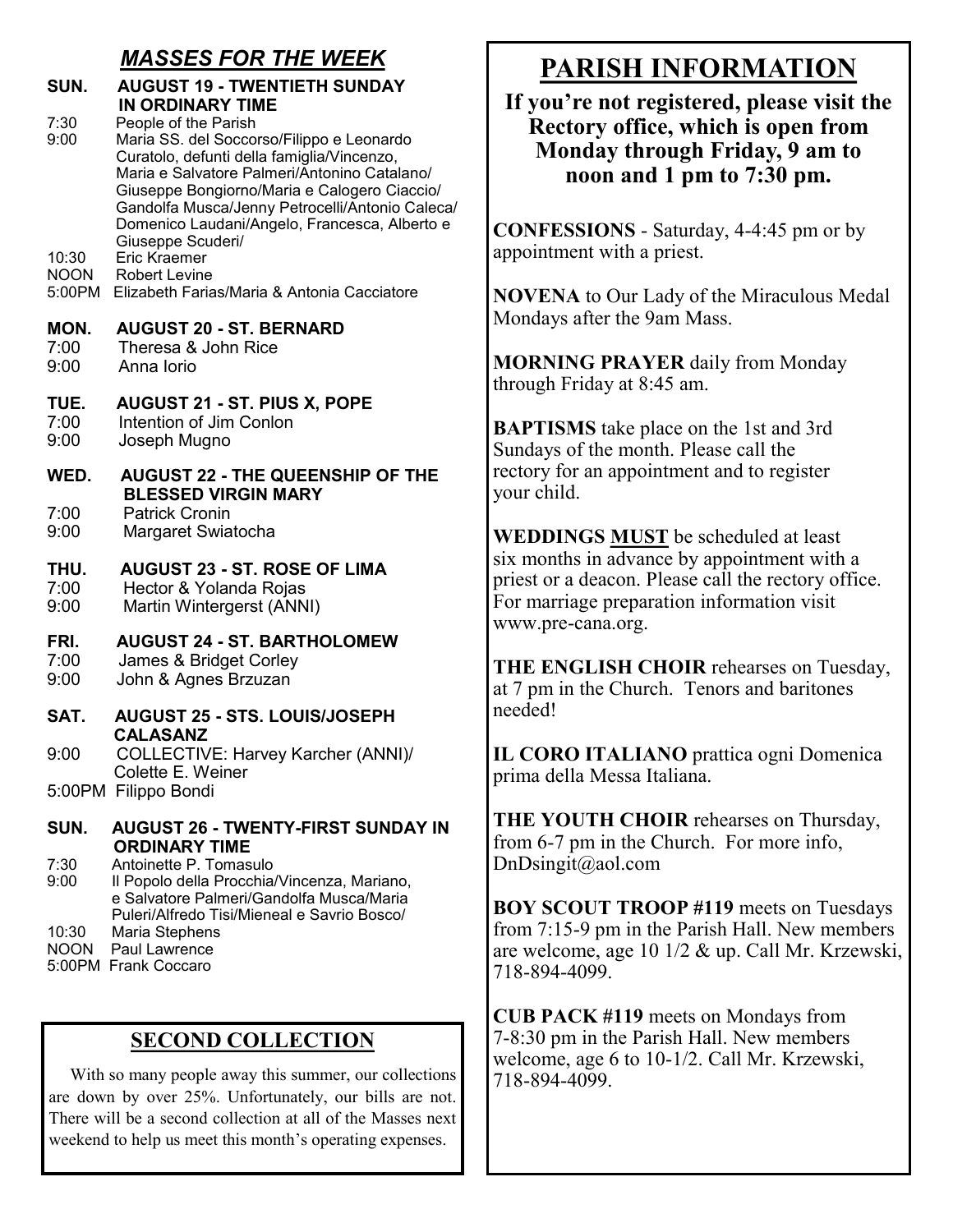## *MASSES FOR THE WEEK*

**SUN. AUGUST 19 - TWENTIETH SUNDAY IN ORDINARY TIME**

7:30 People of the Parish
9:00 Maria SS. del Soccorso/Filippo e Leonardo Curatolo, defunti della famiglia/Vincenzo, Maria e Salvatore Palmeri/Antonino Catalano/ Giuseppe Bongiorno/Maria e Calogero Ciaccio/ Gandolfa Musca/Jenny Petrocelli/Antonio Caleca/ Domenico Laudani/Angelo, Francesca, Alberto e Giuseppe Scuderi/
10:30 Eric Kraemer
NOON Robert Levine
5:00PM Elizabeth Farias/Maria & Antonia Cacciatore

**MON. AUGUST 20 - ST. BERNARD**

7:00 Theresa & John Rice
9:00 Anna Iorio

**TUE. AUGUST 21 - ST. PIUS X, POPE**

7:00 Intention of Jim Conlon
9:00 Joseph Mugno

**WED. AUGUST 22 - THE QUEENSHIP OF THE BLESSED VIRGIN MARY**

7:00 Patrick Cronin
9:00 Margaret Swiatocha

**THU. AUGUST 23 - ST. ROSE OF LIMA**

7:00 Hector & Yolanda Rojas
9:00 Martin Wintergerst (ANNI)

**FRI. AUGUST 24 - ST. BARTHOLOMEW**

7:00 James & Bridget Corley
9:00 John & Agnes Brzuzan

**SAT. AUGUST 25 - STS. LOUIS/JOSEPH CALASANZ**

9:00 COLLECTIVE: Harvey Karcher (ANNI)/ Colette E. Weiner
5:00PM Filippo Bondi

**SUN. AUGUST 26 - TWENTY-FIRST SUNDAY IN ORDINARY TIME**

7:30 Antoinette P. Tomasulo
9:00 Il Popolo della Procchia/Vincenza, Mariano, e Salvatore Palmeri/Gandolfa Musca/Maria Puleri/Alfredo Tisi/Mieneal e Savrio Bosco/
10:30 Maria Stephens
NOON Paul Lawrence
5:00PM Frank Coccaro

## SECOND COLLECTION

With so many people away this summer, our collections are down by over 25%. Unfortunately, our bills are not. There will be a second collection at all of the Masses next weekend to help us meet this month's operating expenses.

## PARISH INFORMATION

**If you're not registered, please visit the Rectory office, which is open from Monday through Friday, 9 am to noon and 1 pm to 7:30 pm.**

**CONFESSIONS** - Saturday, 4-4:45 pm or by appointment with a priest.

**NOVENA** to Our Lady of the Miraculous Medal Mondays after the 9am Mass.

**MORNING PRAYER** daily from Monday through Friday at 8:45 am.

**BAPTISMS** take place on the 1st and 3rd Sundays of the month. Please call the rectory for an appointment and to register your child.

**WEDDINGS MUST** be scheduled at least six months in advance by appointment with a priest or a deacon. Please call the rectory office. For marriage preparation information visit www.pre-cana.org.

**THE ENGLISH CHOIR** rehearses on Tuesday, at 7 pm in the Church. Tenors and baritones needed!

**IL CORO ITALIANO** prattica ogni Domenica prima della Messa Italiana.

**THE YOUTH CHOIR** rehearses on Thursday, from 6-7 pm in the Church. For more info, DnDsingit@aol.com

**BOY SCOUT TROOP #119** meets on Tuesdays from 7:15-9 pm in the Parish Hall. New members are welcome, age 10 1/2 & up. Call Mr. Krzewski, 718-894-4099.

**CUB PACK #119** meets on Mondays from 7-8:30 pm in the Parish Hall. New members welcome, age 6 to 10-1/2. Call Mr. Krzewski, 718-894-4099.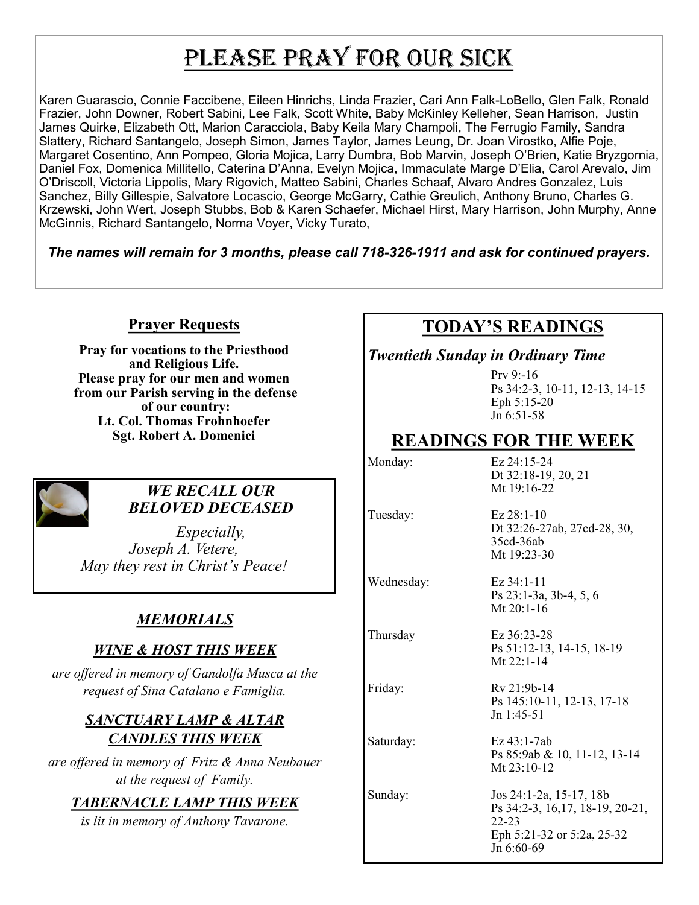# Please Pray For Our Sick

Karen Guarascio, Connie Faccibene, Eileen Hinrichs, Linda Frazier, Cari Ann Falk-LoBello, Glen Falk, Ronald Frazier, John Downer, Robert Sabini, Lee Falk, Scott White, Baby McKinley Kelleher, Sean Harrison, Justin James Quirke, Elizabeth Ott, Marion Caracciola, Baby Keila Mary Champoli, The Ferrugio Family, Sandra Slattery, Richard Santangelo, Joseph Simon, James Taylor, James Leung, Dr. Joan Virostko, Alfie Poje, Margaret Cosentino, Ann Pompeo, Gloria Mojica, Larry Dumbra, Bob Marvin, Joseph O'Brien, Katie Bryzgornia, Daniel Fox, Domenica Millitello, Caterina D'Anna, Evelyn Mojica, Immaculate Marge D'Elia, Carol Arevalo, Jim O'Driscoll, Victoria Lippolis, Mary Rigovich, Matteo Sabini, Charles Schaaf, Alvaro Andres Gonzalez, Luis Sanchez, Billy Gillespie, Salvatore Locascio, George McGarry, Cathie Greulich, Anthony Bruno, Charles G. Krzewski, John Wert, Joseph Stubbs, Bob & Karen Schaefer, Michael Hirst, Mary Harrison, John Murphy, Anne McGinnis, Richard Santangelo, Norma Voyer, Vicky Turato,

***The names will remain for 3 months, please call 718-326-1911 and ask for continued prayers.***

## Prayer Requests

**Pray for vocations to the Priesthood and Religious Life.**
**Please pray for our men and women from our Parish serving in the defense of our country:**
**Lt. Col. Thomas Frohnhoefer**
**Sgt. Robert A. Domenici**

### *WE RECALL OUR BELOVED DECEASED*

*Especially,*
*Joseph A. Vetere,*
*May they rest in Christ's Peace!*

## *MEMORIALS*

### *WINE & HOST THIS WEEK*

*are offered in memory of Gandolfa Musca at the request of Sina Catalano e Famiglia.*

### *SANCTUARY LAMP & ALTAR CANDLES THIS WEEK*

*are offered in memory of Fritz & Anna Neubauer at the request of Family.*

### *TABERNACLE LAMP THIS WEEK*

*is lit in memory of Anthony Tavarone.*

## TODAY'S READINGS

***Twentieth Sunday in Ordinary Time***

Prv 9:-16
Ps 34:2-3, 10-11, 12-13, 14-15
Eph 5:15-20
Jn 6:51-58

## READINGS FOR THE WEEK

| | |
|---|---|
| Monday: | Ez 24:15-24<br>Dt 32:18-19, 20, 21<br>Mt 19:16-22 |
| Tuesday: | Ez 28:1-10<br>Dt 32:26-27ab, 27cd-28, 30, 35cd-36ab<br>Mt 19:23-30 |
| Wednesday: | Ez 34:1-11<br>Ps 23:1-3a, 3b-4, 5, 6<br>Mt 20:1-16 |
| Thursday | Ez 36:23-28<br>Ps 51:12-13, 14-15, 18-19<br>Mt 22:1-14 |
| Friday: | Rv 21:9b-14<br>Ps 145:10-11, 12-13, 17-18<br>Jn 1:45-51 |
| Saturday: | Ez 43:1-7ab<br>Ps 85:9ab & 10, 11-12, 13-14<br>Mt 23:10-12 |
| Sunday: | Jos 24:1-2a, 15-17, 18b<br>Ps 34:2-3, 16,17, 18-19, 20-21, 22-23<br>Eph 5:21-32 or 5:2a, 25-32<br>Jn 6:60-69 |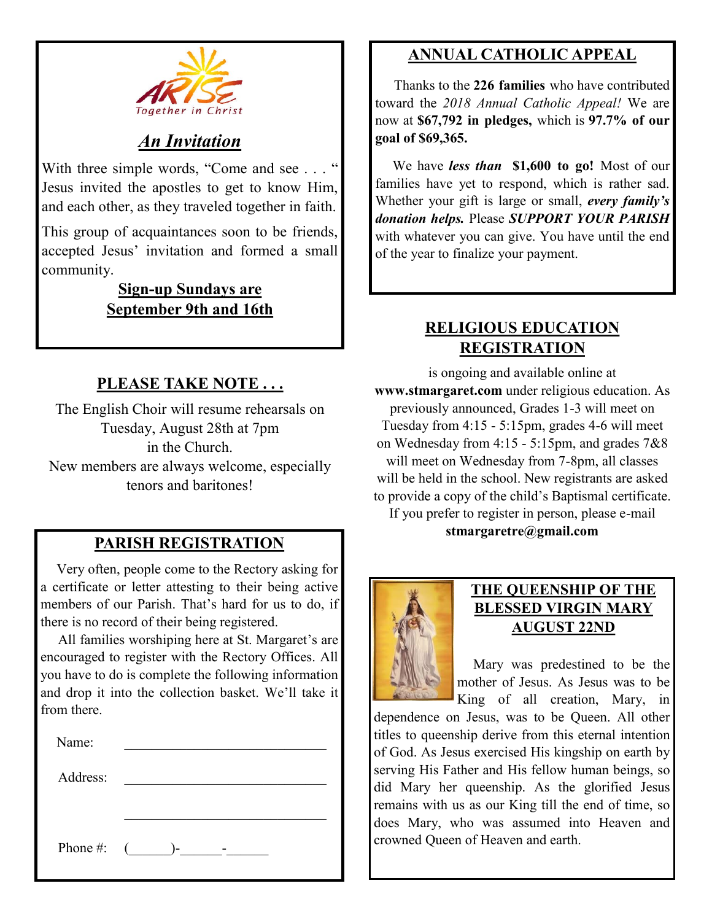ARISE Together in Christ

## *An Invitation*

With three simple words, "Come and see . . . " Jesus invited the apostles to get to know Him, and each other, as they traveled together in faith.

This group of acquaintances soon to be friends, accepted Jesus' invitation and formed a small community.

**Sign-up Sundays are September 9th and 16th**

## PLEASE TAKE NOTE . . .

The English Choir will resume rehearsals on Tuesday, August 28th at 7pm in the Church.
New members are always welcome, especially tenors and baritones!

## PARISH REGISTRATION

Very often, people come to the Rectory asking for a certificate or letter attesting to their being active members of our Parish. That's hard for us to do, if there is no record of their being registered.

All families worshiping here at St. Margaret's are encouraged to register with the Rectory Offices. All you have to do is complete the following information and drop it into the collection basket. We'll take it from there.

Name: ______________________________

Address: ______________________________

______________________________

Phone #: (______)-______-______

## ANNUAL CATHOLIC APPEAL

Thanks to the **226 families** who have contributed toward the *2018 Annual Catholic Appeal!* We are now at **$67,792 in pledges,** which is **97.7% of our goal of $69,365.**

We have ***less than* $1,600 to go!** Most of our families have yet to respond, which is rather sad. Whether your gift is large or small, ***every family's donation helps.*** Please ***SUPPORT YOUR PARISH*** with whatever you can give. You have until the end of the year to finalize your payment.

## RELIGIOUS EDUCATION REGISTRATION

is ongoing and available online at **www.stmargaret.com** under religious education. As previously announced, Grades 1-3 will meet on Tuesday from 4:15 - 5:15pm, grades 4-6 will meet on Wednesday from 4:15 - 5:15pm, and grades 7&8 will meet on Wednesday from 7-8pm, all classes will be held in the school. New registrants are asked to provide a copy of the child's Baptismal certificate. If you prefer to register in person, please e-mail **stmargaretre@gmail.com**

## THE QUEENSHIP OF THE BLESSED VIRGIN MARY AUGUST 22ND

Mary was predestined to be the mother of Jesus. As Jesus was to be King of all creation, Mary, in dependence on Jesus, was to be Queen. All other titles to queenship derive from this eternal intention of God. As Jesus exercised His kingship on earth by serving His Father and His fellow human beings, so did Mary her queenship. As the glorified Jesus remains with us as our King till the end of time, so does Mary, who was assumed into Heaven and crowned Queen of Heaven and earth.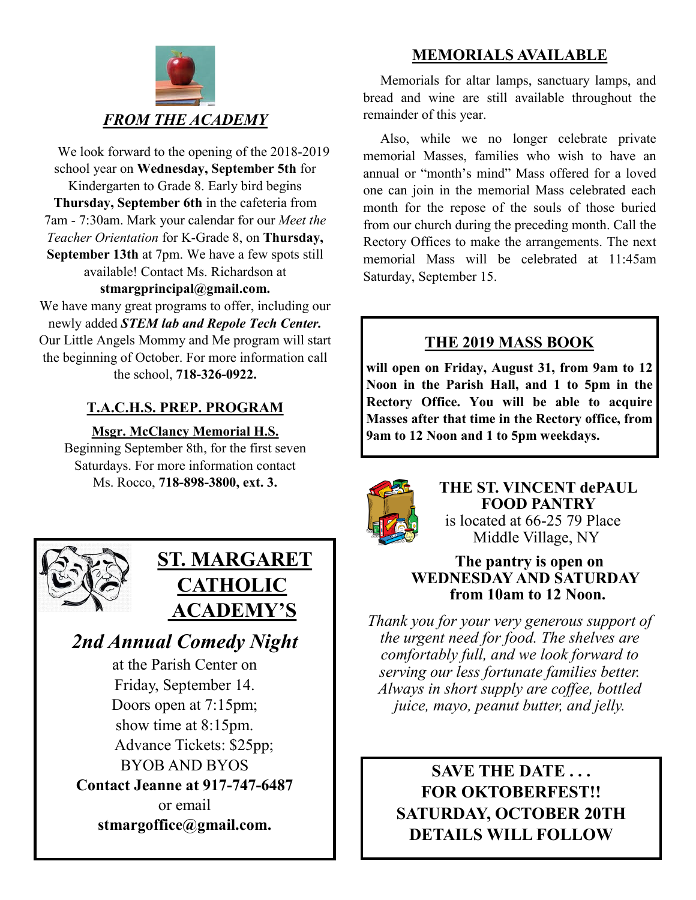## *FROM THE ACADEMY*

We look forward to the opening of the 2018-2019 school year on **Wednesday, September 5th** for Kindergarten to Grade 8. Early bird begins **Thursday, September 6th** in the cafeteria from 7am - 7:30am. Mark your calendar for our *Meet the Teacher Orientation* for K-Grade 8, on **Thursday, September 13th** at 7pm. We have a few spots still available! Contact Ms. Richardson at **stmargprincipal@gmail.com.**

We have many great programs to offer, including our newly added ***STEM lab and Repole Tech Center.*** Our Little Angels Mommy and Me program will start the beginning of October. For more information call the school, **718-326-0922.**

## T.A.C.H.S. PREP. PROGRAM

**Msgr. McClancy Memorial H.S.**

Beginning September 8th, for the first seven Saturdays. For more information contact Ms. Rocco, **718-898-3800, ext. 3.**

## ST. MARGARET CATHOLIC ACADEMY'S

### *2nd Annual Comedy Night*

at the Parish Center on Friday, September 14.
Doors open at 7:15pm;
show time at 8:15pm.
Advance Tickets: $25pp;
BYOB AND BYOS

**Contact Jeanne at 917-747-6487**
or email
**stmargoffice@gmail.com.**

## MEMORIALS AVAILABLE

Memorials for altar lamps, sanctuary lamps, and bread and wine are still available throughout the remainder of this year.

Also, while we no longer celebrate private memorial Masses, families who wish to have an annual or "month's mind" Mass offered for a loved one can join in the memorial Mass celebrated each month for the repose of the souls of those buried from our church during the preceding month. Call the Rectory Offices to make the arrangements. The next memorial Mass will be celebrated at 11:45am Saturday, September 15.

## THE 2019 MASS BOOK

**will open on Friday, August 31, from 9am to 12 Noon in the Parish Hall, and 1 to 5pm in the Rectory Office. You will be able to acquire Masses after that time in the Rectory office, from 9am to 12 Noon and 1 to 5pm weekdays.**

## THE ST. VINCENT dePAUL FOOD PANTRY

is located at 66-25 79 Place
Middle Village, NY

**The pantry is open on WEDNESDAY AND SATURDAY from 10am to 12 Noon.**

*Thank you for your very generous support of the urgent need for food. The shelves are comfortably full, and we look forward to serving our less fortunate families better. Always in short supply are coffee, bottled juice, mayo, peanut butter, and jelly.*

**SAVE THE DATE . . .**
**FOR OKTOBERFEST!!**
**SATURDAY, OCTOBER 20TH**
**DETAILS WILL FOLLOW**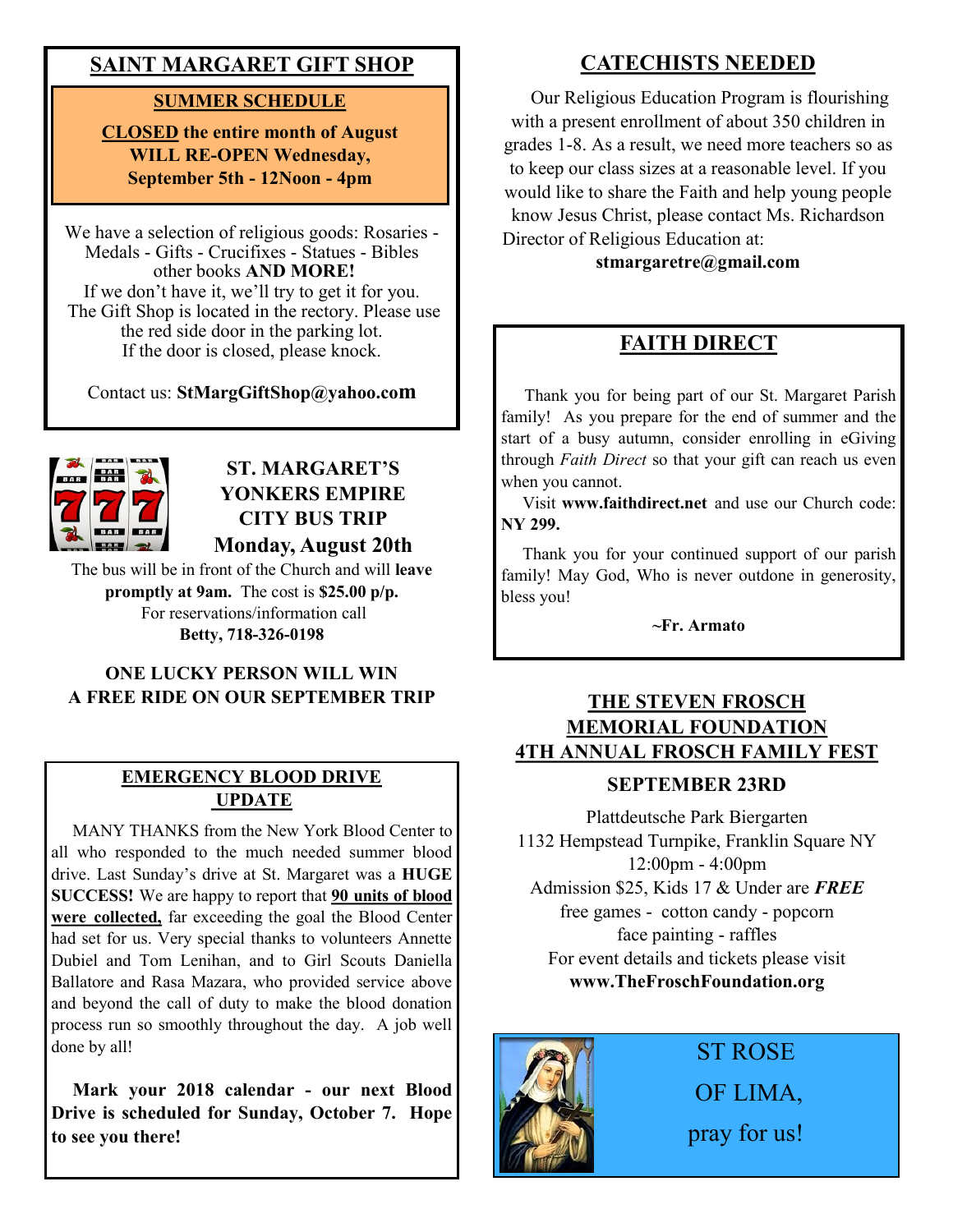## SAINT MARGARET GIFT SHOP

**SUMMER SCHEDULE**

**CLOSED the entire month of August**
**WILL RE-OPEN Wednesday, September 5th - 12Noon - 4pm**

We have a selection of religious goods: Rosaries - Medals - Gifts - Crucifixes - Statues - Bibles other books **AND MORE!**
If we don't have it, we'll try to get it for you.
The Gift Shop is located in the rectory. Please use the red side door in the parking lot.
If the door is closed, please knock.

Contact us: **StMargGiftShop@yahoo.com**

## ST. MARGARET'S YONKERS EMPIRE CITY BUS TRIP

**Monday, August 20th**

The bus will be in front of the Church and will **leave promptly at 9am.** The cost is **$25.00 p/p.**
For reservations/information call
**Betty, 718-326-0198**

**ONE LUCKY PERSON WILL WIN A FREE RIDE ON OUR SEPTEMBER TRIP**

## EMERGENCY BLOOD DRIVE UPDATE

MANY THANKS from the New York Blood Center to all who responded to the much needed summer blood drive. Last Sunday's drive at St. Margaret was a **HUGE SUCCESS!** We are happy to report that **90 units of blood were collected,** far exceeding the goal the Blood Center had set for us. Very special thanks to volunteers Annette Dubiel and Tom Lenihan, and to Girl Scouts Daniella Ballatore and Rasa Mazara, who provided service above and beyond the call of duty to make the blood donation process run so smoothly throughout the day. A job well done by all!

**Mark your 2018 calendar - our next Blood Drive is scheduled for Sunday, October 7. Hope to see you there!**

## CATECHISTS NEEDED

Our Religious Education Program is flourishing with a present enrollment of about 350 children in grades 1-8. As a result, we need more teachers so as to keep our class sizes at a reasonable level. If you would like to share the Faith and help young people know Jesus Christ, please contact Ms. Richardson Director of Religious Education at:
**stmargaretre@gmail.com**

## FAITH DIRECT

Thank you for being part of our St. Margaret Parish family! As you prepare for the end of summer and the start of a busy autumn, consider enrolling in eGiving through *Faith Direct* so that your gift can reach us even when you cannot.

Visit **www.faithdirect.net** and use our Church code: **NY 299.**

Thank you for your continued support of our parish family! May God, Who is never outdone in generosity, bless you!

**~Fr. Armato**

## THE STEVEN FROSCH MEMORIAL FOUNDATION 4TH ANNUAL FROSCH FAMILY FEST

**SEPTEMBER 23RD**

Plattdeutsche Park Biergarten
1132 Hempstead Turnpike, Franklin Square NY
12:00pm - 4:00pm
Admission $25, Kids 17 & Under are ***FREE***
free games - cotton candy - popcorn
face painting - raffles
For event details and tickets please visit
**www.TheFroschFoundation.org**

ST ROSE OF LIMA, pray for us!